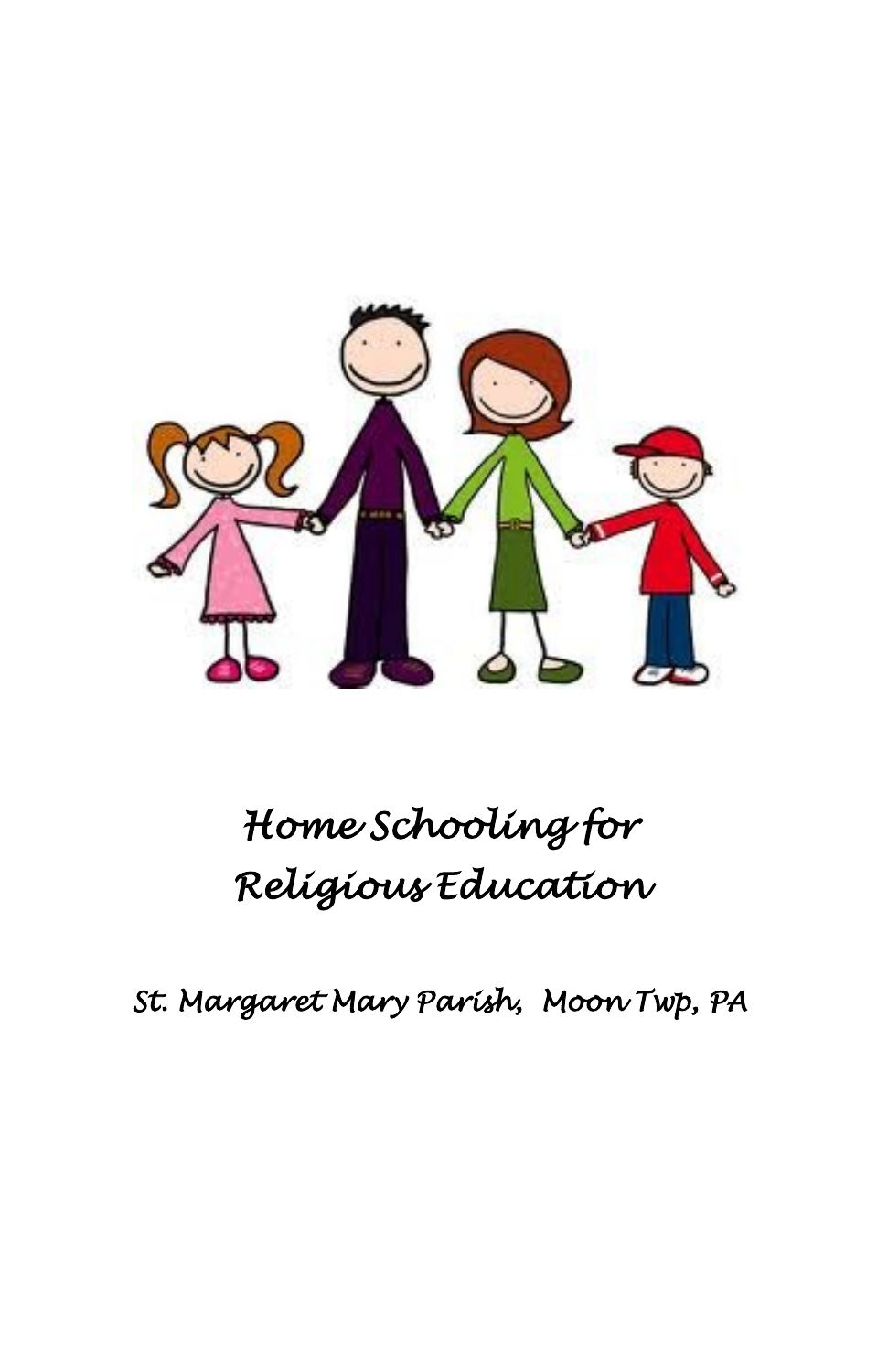# Home Schooling for Religious Education

St. Margaret Mary Parish, Moon Twp, PA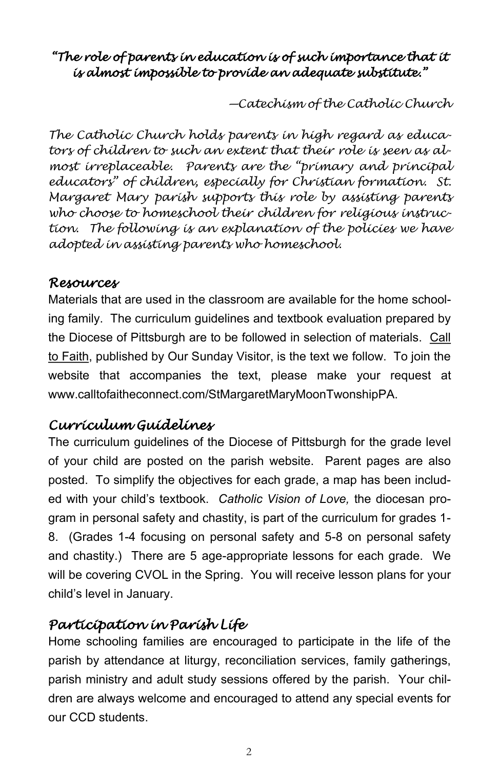*"The role of parents in education is of such importance that it is almost impossible to provide an adequate substitute."*

*—Catechism of the Catholic Church*

*The Catholic Church holds parents in high regard as educators of children to such an extent that their role is seen as almost irreplaceable. Parents are the "primary and principal educators" of children, especially for Christian formation. St. Margaret Mary parish supports this role by assisting parents who choose to homeschool their children for religious instruction. The following is an explanation of the policies we have adopted in assisting parents who homeschool.*

## *Resources*

Materials that are used in the classroom are available for the home schooling family. The curriculum guidelines and textbook evaluation prepared by the Diocese of Pittsburgh are to be followed in selection of materials. Call to Faith, published by Our Sunday Visitor, is the text we follow. To join the website that accompanies the text, please make your request at www.calltofaitheconnect.com/StMargaretMaryMoonTwonshipPA.

## *Curriculum Guidelines*

The curriculum guidelines of the Diocese of Pittsburgh for the grade level of your child are posted on the parish website. Parent pages are also posted. To simplify the objectives for each grade, a map has been included with your child's textbook. *Catholic Vision of Love,* the diocesan program in personal safety and chastity, is part of the curriculum for grades 1-8. (Grades 1-4 focusing on personal safety and 5-8 on personal safety and chastity.) There are 5 age-appropriate lessons for each grade. We will be covering CVOL in the Spring. You will receive lesson plans for your child's level in January.

## *Participation in Parish Life*

Home schooling families are encouraged to participate in the life of the parish by attendance at liturgy, reconciliation services, family gatherings, parish ministry and adult study sessions offered by the parish. Your children are always welcome and encouraged to attend any special events for our CCD students.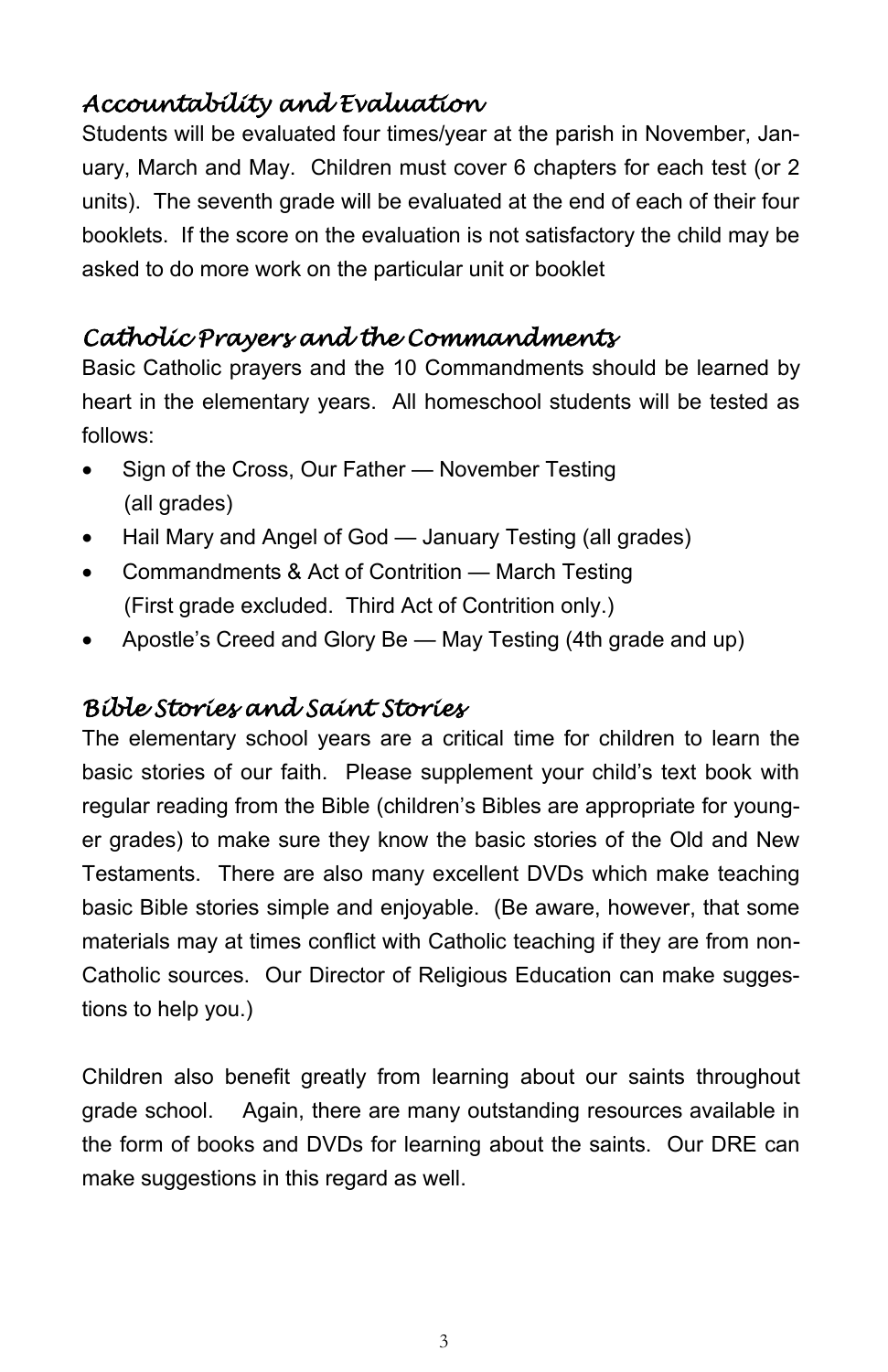## *Accountability and Evaluation*

Students will be evaluated four times/year at the parish in November, January, March and May. Children must cover 6 chapters for each test (or 2 units). The seventh grade will be evaluated at the end of each of their four booklets. If the score on the evaluation is not satisfactory the child may be asked to do more work on the particular unit or booklet

## *Catholic Prayers and the Commandments*

Basic Catholic prayers and the 10 Commandments should be learned by heart in the elementary years. All homeschool students will be tested as follows:

- Sign of the Cross, Our Father — November Testing (all grades)
- Hail Mary and Angel of God — January Testing (all grades)
- Commandments & Act of Contrition — March Testing (First grade excluded. Third Act of Contrition only.)
- Apostle's Creed and Glory Be — May Testing (4th grade and up)

## *Bible Stories and Saint Stories*

The elementary school years are a critical time for children to learn the basic stories of our faith. Please supplement your child's text book with regular reading from the Bible (children's Bibles are appropriate for younger grades) to make sure they know the basic stories of the Old and New Testaments. There are also many excellent DVDs which make teaching basic Bible stories simple and enjoyable. (Be aware, however, that some materials may at times conflict with Catholic teaching if they are from non-Catholic sources. Our Director of Religious Education can make suggestions to help you.)

Children also benefit greatly from learning about our saints throughout grade school. Again, there are many outstanding resources available in the form of books and DVDs for learning about the saints. Our DRE can make suggestions in this regard as well.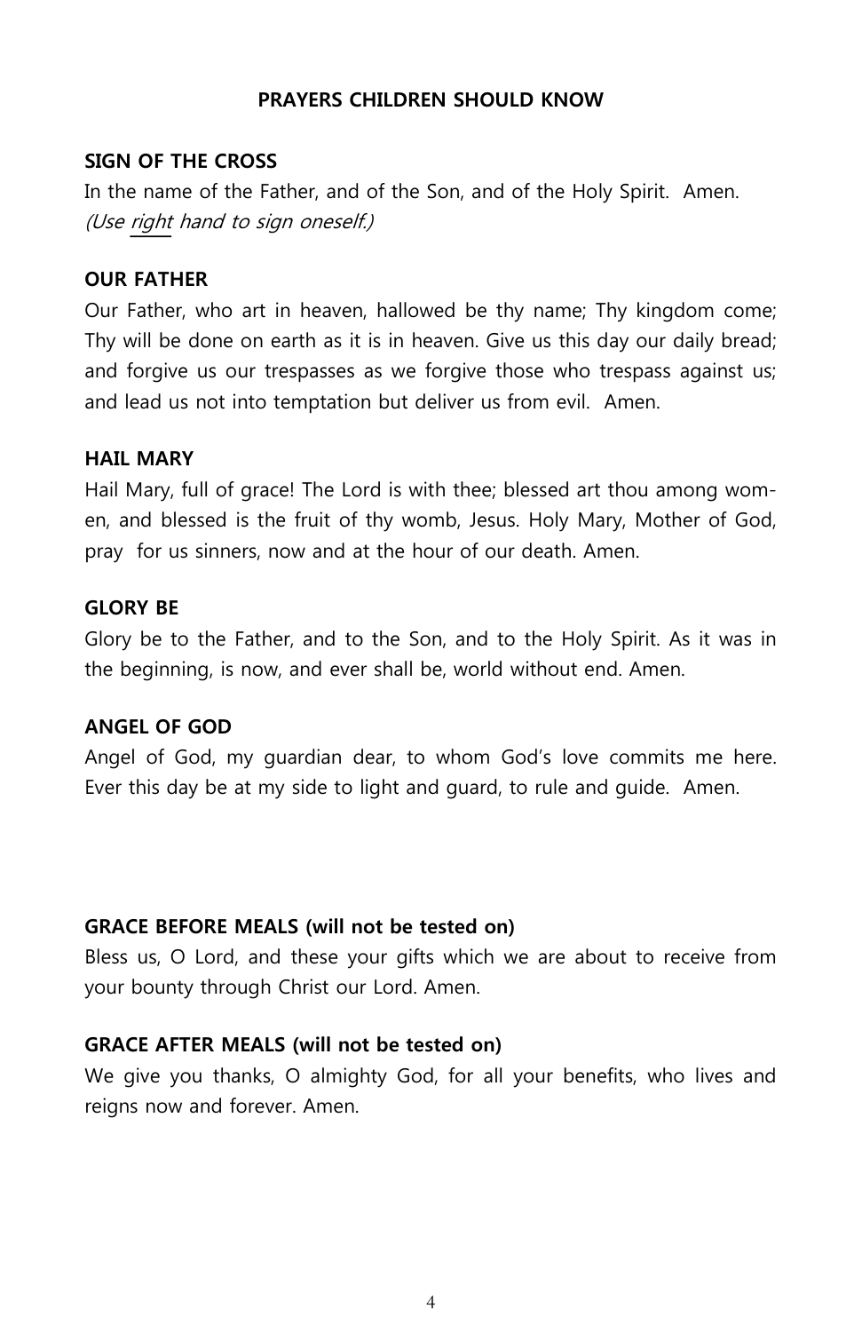## PRAYERS CHILDREN SHOULD KNOW

**SIGN OF THE CROSS**

In the name of the Father, and of the Son, and of the Holy Spirit. Amen.
*(Use right hand to sign oneself.)*

**OUR FATHER**

Our Father, who art in heaven, hallowed be thy name; Thy kingdom come; Thy will be done on earth as it is in heaven. Give us this day our daily bread; and forgive us our trespasses as we forgive those who trespass against us; and lead us not into temptation but deliver us from evil. Amen.

**HAIL MARY**

Hail Mary, full of grace! The Lord is with thee; blessed art thou among women, and blessed is the fruit of thy womb, Jesus. Holy Mary, Mother of God, pray for us sinners, now and at the hour of our death. Amen.

**GLORY BE**

Glory be to the Father, and to the Son, and to the Holy Spirit. As it was in the beginning, is now, and ever shall be, world without end. Amen.

**ANGEL OF GOD**

Angel of God, my guardian dear, to whom God's love commits me here. Ever this day be at my side to light and guard, to rule and guide. Amen.

**GRACE BEFORE MEALS (will not be tested on)**

Bless us, O Lord, and these your gifts which we are about to receive from your bounty through Christ our Lord. Amen.

**GRACE AFTER MEALS (will not be tested on)**

We give you thanks, O almighty God, for all your benefits, who lives and reigns now and forever. Amen.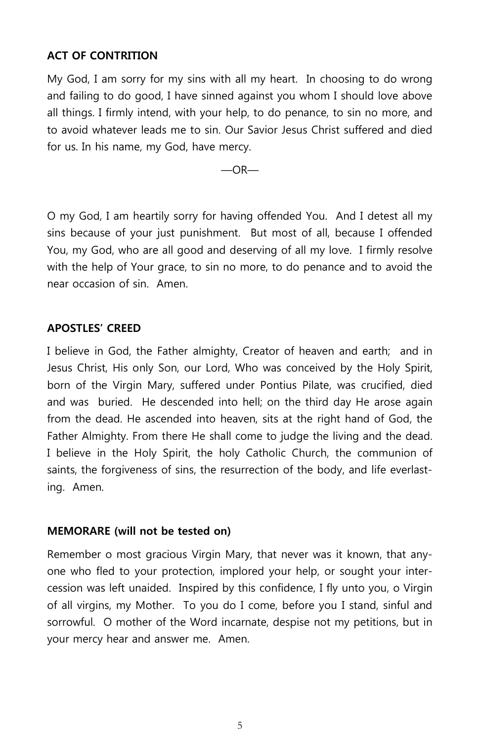**ACT OF CONTRITION**

My God, I am sorry for my sins with all my heart. In choosing to do wrong and failing to do good, I have sinned against you whom I should love above all things. I firmly intend, with your help, to do penance, to sin no more, and to avoid whatever leads me to sin. Our Savior Jesus Christ suffered and died for us. In his name, my God, have mercy.

—OR—

O my God, I am heartily sorry for having offended You. And I detest all my sins because of your just punishment. But most of all, because I offended You, my God, who are all good and deserving of all my love. I firmly resolve with the help of Your grace, to sin no more, to do penance and to avoid the near occasion of sin. Amen.

**APOSTLES' CREED**

I believe in God, the Father almighty, Creator of heaven and earth; and in Jesus Christ, His only Son, our Lord, Who was conceived by the Holy Spirit, born of the Virgin Mary, suffered under Pontius Pilate, was crucified, died and was buried. He descended into hell; on the third day He arose again from the dead. He ascended into heaven, sits at the right hand of God, the Father Almighty. From there He shall come to judge the living and the dead. I believe in the Holy Spirit, the holy Catholic Church, the communion of saints, the forgiveness of sins, the resurrection of the body, and life everlasting. Amen.

**MEMORARE (will not be tested on)**

Remember o most gracious Virgin Mary, that never was it known, that anyone who fled to your protection, implored your help, or sought your intercession was left unaided. Inspired by this confidence, I fly unto you, o Virgin of all virgins, my Mother. To you do I come, before you I stand, sinful and sorrowful. O mother of the Word incarnate, despise not my petitions, but in your mercy hear and answer me. Amen.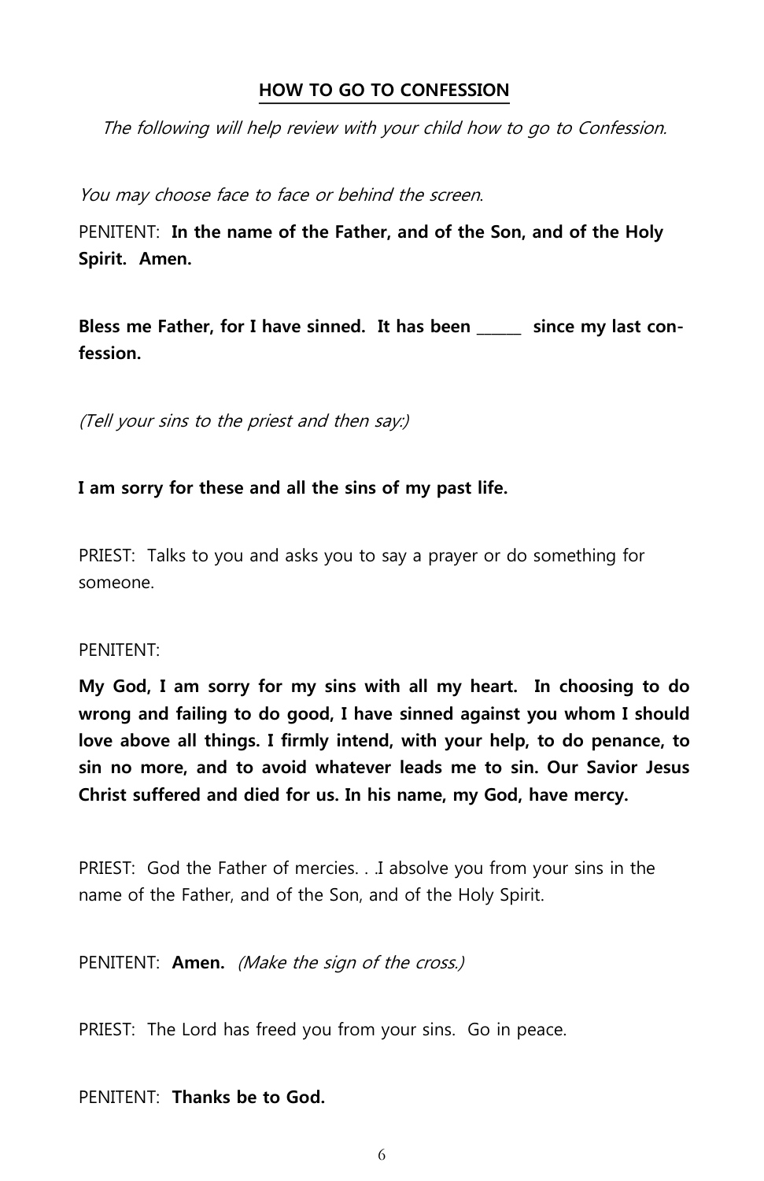## HOW TO GO TO CONFESSION

*The following will help review with your child how to go to Confession.*

*You may choose face to face or behind the screen.*

PENITENT: **In the name of the Father, and of the Son, and of the Holy Spirit. Amen.**

**Bless me Father, for I have sinned. It has been ______ since my last confession.**

*(Tell your sins to the priest and then say:)*

**I am sorry for these and all the sins of my past life.**

PRIEST: Talks to you and asks you to say a prayer or do something for someone.

PENITENT:

**My God, I am sorry for my sins with all my heart. In choosing to do wrong and failing to do good, I have sinned against you whom I should love above all things. I firmly intend, with your help, to do penance, to sin no more, and to avoid whatever leads me to sin. Our Savior Jesus Christ suffered and died for us. In his name, my God, have mercy.**

PRIEST: God the Father of mercies. . .I absolve you from your sins in the name of the Father, and of the Son, and of the Holy Spirit.

PENITENT: **Amen.** *(Make the sign of the cross.)*

PRIEST: The Lord has freed you from your sins. Go in peace.

PENITENT: **Thanks be to God.**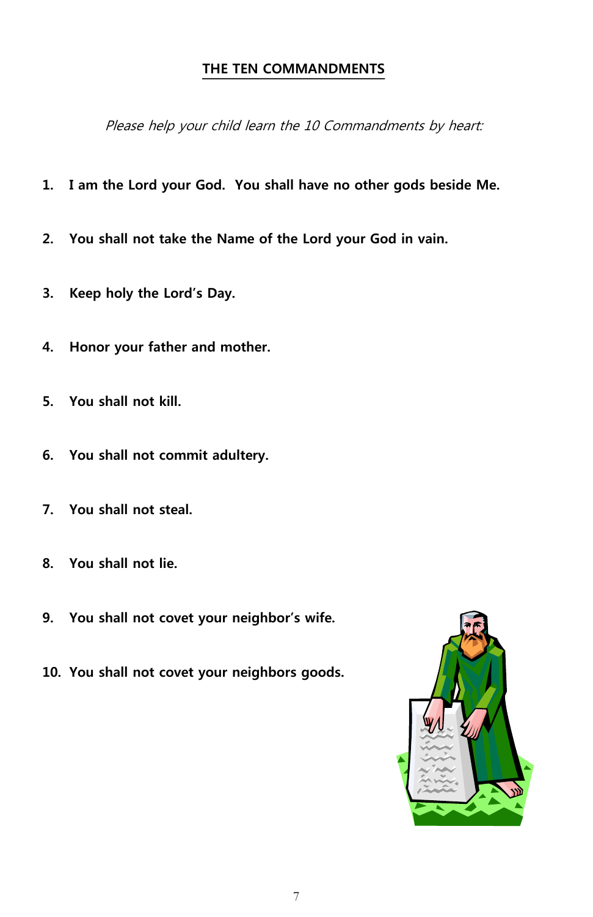## THE TEN COMMANDMENTS

*Please help your child learn the 10 Commandments by heart:*

1. **I am the Lord your God. You shall have no other gods beside Me.**

2. **You shall not take the Name of the Lord your God in vain.**

3. **Keep holy the Lord's Day.**

4. **Honor your father and mother.**

5. **You shall not kill.**

6. **You shall not commit adultery.**

7. **You shall not steal.**

8. **You shall not lie.**

9. **You shall not covet your neighbor's wife.**

10. **You shall not covet your neighbors goods.**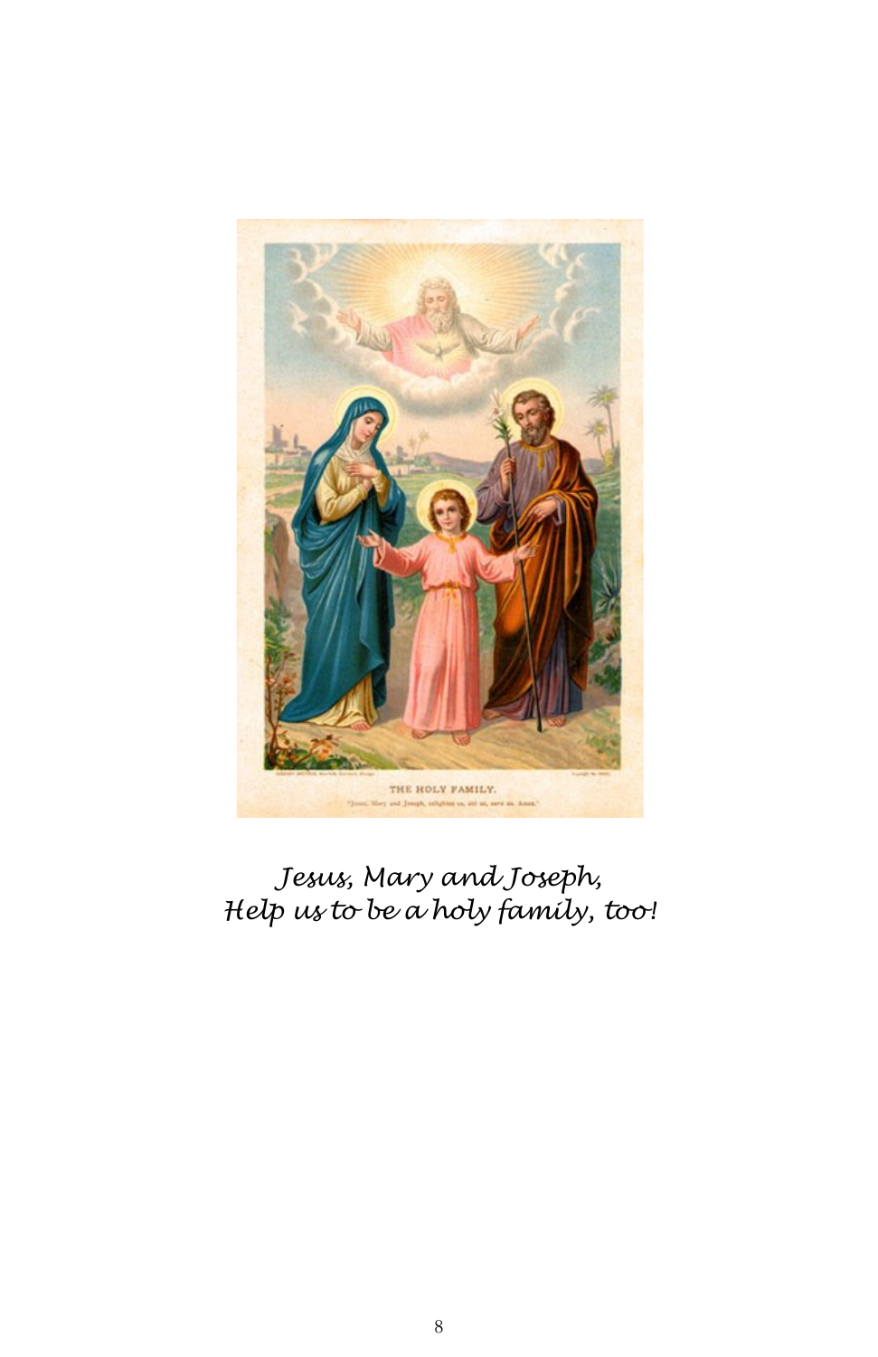*Jesus, Mary and Joseph,*
*Help us to be a holy family, too!*